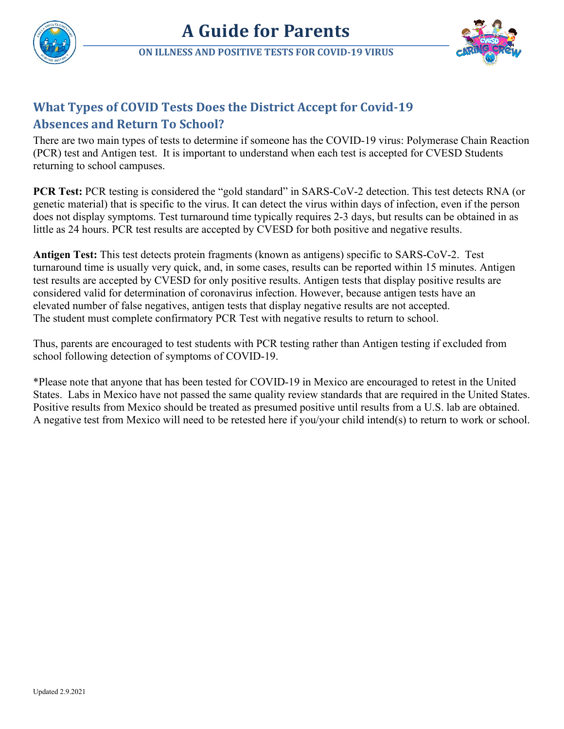# A Guide for Parents

**ON ILLNESS AND POSITIVE TESTS FOR COVID-19 VIRUS**

## What Types of COVID Tests Does the District Accept for Covid-19 Absences and Return To School?

There are two main types of tests to determine if someone has the COVID-19 virus: Polymerase Chain Reaction (PCR) test and Antigen test. It is important to understand when each test is accepted for CVESD Students returning to school campuses.

**PCR Test:** PCR testing is considered the "gold standard" in SARS-CoV-2 detection. This test detects RNA (or genetic material) that is specific to the virus. It can detect the virus within days of infection, even if the person does not display symptoms. Test turnaround time typically requires 2-3 days, but results can be obtained in as little as 24 hours. PCR test results are accepted by CVESD for both positive and negative results.

**Antigen Test:** This test detects protein fragments (known as antigens) specific to SARS-CoV-2. Test turnaround time is usually very quick, and, in some cases, results can be reported within 15 minutes. Antigen test results are accepted by CVESD for only positive results. Antigen tests that display positive results are considered valid for determination of coronavirus infection. However, because antigen tests have an elevated number of false negatives, antigen tests that display negative results are not accepted. The student must complete confirmatory PCR Test with negative results to return to school.

Thus, parents are encouraged to test students with PCR testing rather than Antigen testing if excluded from school following detection of symptoms of COVID-19.

*Please note that anyone that has been tested for COVID-19 in Mexico are encouraged to retest in the United States. Labs in Mexico have not passed the same quality review standards that are required in the United States. Positive results from Mexico should be treated as presumed positive until results from a U.S. lab are obtained. A negative test from Mexico will need to be retested here if you/your child intend(s) to return to work or school.

Updated 2.9.2021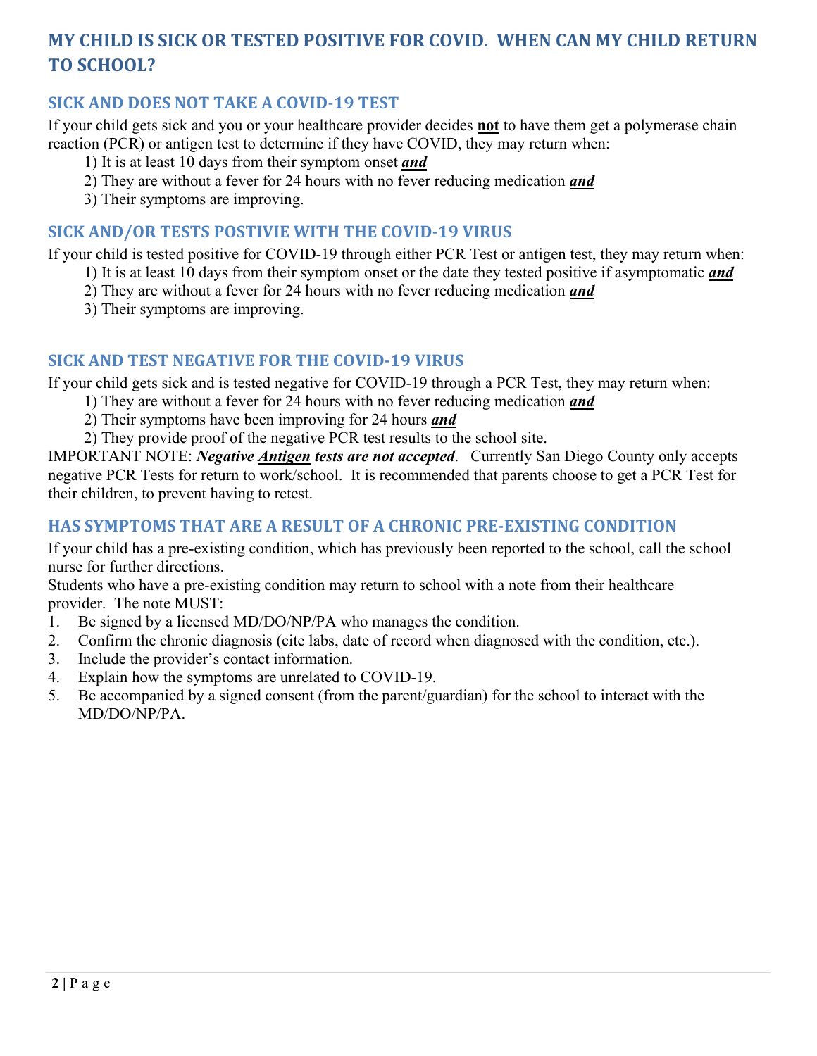# MY CHILD IS SICK OR TESTED POSITIVE FOR COVID. WHEN CAN MY CHILD RETURN TO SCHOOL?

## SICK AND DOES NOT TAKE A COVID-19 TEST

If your child gets sick and you or your healthcare provider decides **not** to have them get a polymerase chain reaction (PCR) or antigen test to determine if they have COVID, they may return when:

1) It is at least 10 days from their symptom onset ***and***
2) They are without a fever for 24 hours with no fever reducing medication ***and***
3) Their symptoms are improving.

## SICK AND/OR TESTS POSTIVIE WITH THE COVID-19 VIRUS

If your child is tested positive for COVID-19 through either PCR Test or antigen test, they may return when:

1) It is at least 10 days from their symptom onset or the date they tested positive if asymptomatic ***and***
2) They are without a fever for 24 hours with no fever reducing medication ***and***
3) Their symptoms are improving.

## SICK AND TEST NEGATIVE FOR THE COVID-19 VIRUS

If your child gets sick and is tested negative for COVID-19 through a PCR Test, they may return when:

1) They are without a fever for 24 hours with no fever reducing medication ***and***
2) Their symptoms have been improving for 24 hours ***and***
2) They provide proof of the negative PCR test results to the school site.

IMPORTANT NOTE: ***Negative Antigen tests are not accepted***. Currently San Diego County only accepts negative PCR Tests for return to work/school. It is recommended that parents choose to get a PCR Test for their children, to prevent having to retest.

## HAS SYMPTOMS THAT ARE A RESULT OF A CHRONIC PRE-EXISTING CONDITION

If your child has a pre-existing condition, which has previously been reported to the school, call the school nurse for further directions.

Students who have a pre-existing condition may return to school with a note from their healthcare provider. The note MUST:

1. Be signed by a licensed MD/DO/NP/PA who manages the condition.
2. Confirm the chronic diagnosis (cite labs, date of record when diagnosed with the condition, etc.).
3. Include the provider's contact information.
4. Explain how the symptoms are unrelated to COVID-19.
5. Be accompanied by a signed consent (from the parent/guardian) for the school to interact with the MD/DO/NP/PA.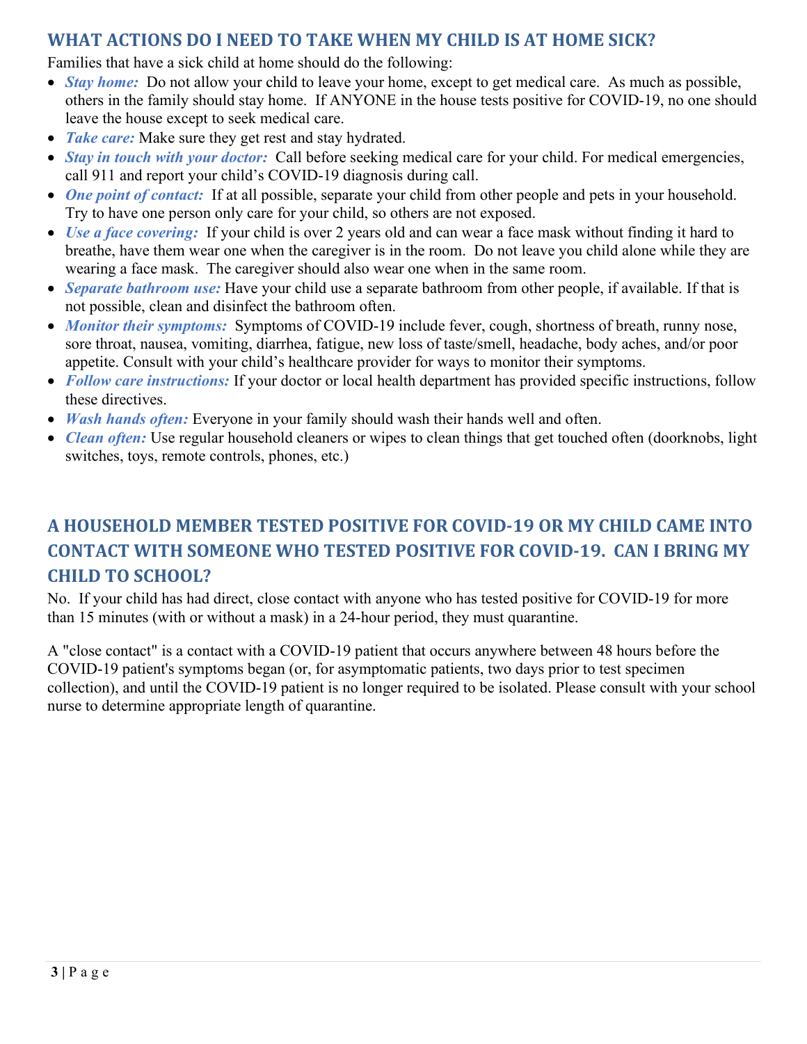## WHAT ACTIONS DO I NEED TO TAKE WHEN MY CHILD IS AT HOME SICK?

Families that have a sick child at home should do the following:

- ***Stay home:*** Do not allow your child to leave your home, except to get medical care. As much as possible, others in the family should stay home. If ANYONE in the house tests positive for COVID-19, no one should leave the house except to seek medical care.
- ***Take care:*** Make sure they get rest and stay hydrated.
- ***Stay in touch with your doctor:*** Call before seeking medical care for your child. For medical emergencies, call 911 and report your child's COVID-19 diagnosis during call.
- ***One point of contact:*** If at all possible, separate your child from other people and pets in your household. Try to have one person only care for your child, so others are not exposed.
- ***Use a face covering:*** If your child is over 2 years old and can wear a face mask without finding it hard to breathe, have them wear one when the caregiver is in the room. Do not leave you child alone while they are wearing a face mask. The caregiver should also wear one when in the same room.
- ***Separate bathroom use:*** Have your child use a separate bathroom from other people, if available. If that is not possible, clean and disinfect the bathroom often.
- ***Monitor their symptoms:*** Symptoms of COVID-19 include fever, cough, shortness of breath, runny nose, sore throat, nausea, vomiting, diarrhea, fatigue, new loss of taste/smell, headache, body aches, and/or poor appetite. Consult with your child's healthcare provider for ways to monitor their symptoms.
- ***Follow care instructions:*** If your doctor or local health department has provided specific instructions, follow these directives.
- ***Wash hands often:*** Everyone in your family should wash their hands well and often.
- ***Clean often:*** Use regular household cleaners or wipes to clean things that get touched often (doorknobs, light switches, toys, remote controls, phones, etc.)

## A HOUSEHOLD MEMBER TESTED POSITIVE FOR COVID-19 OR MY CHILD CAME INTO CONTACT WITH SOMEONE WHO TESTED POSITIVE FOR COVID-19. CAN I BRING MY CHILD TO SCHOOL?

No. If your child has had direct, close contact with anyone who has tested positive for COVID-19 for more than 15 minutes (with or without a mask) in a 24-hour period, they must quarantine.

A "close contact" is a contact with a COVID-19 patient that occurs anywhere between 48 hours before the COVID-19 patient's symptoms began (or, for asymptomatic patients, two days prior to test specimen collection), and until the COVID-19 patient is no longer required to be isolated. Please consult with your school nurse to determine appropriate length of quarantine.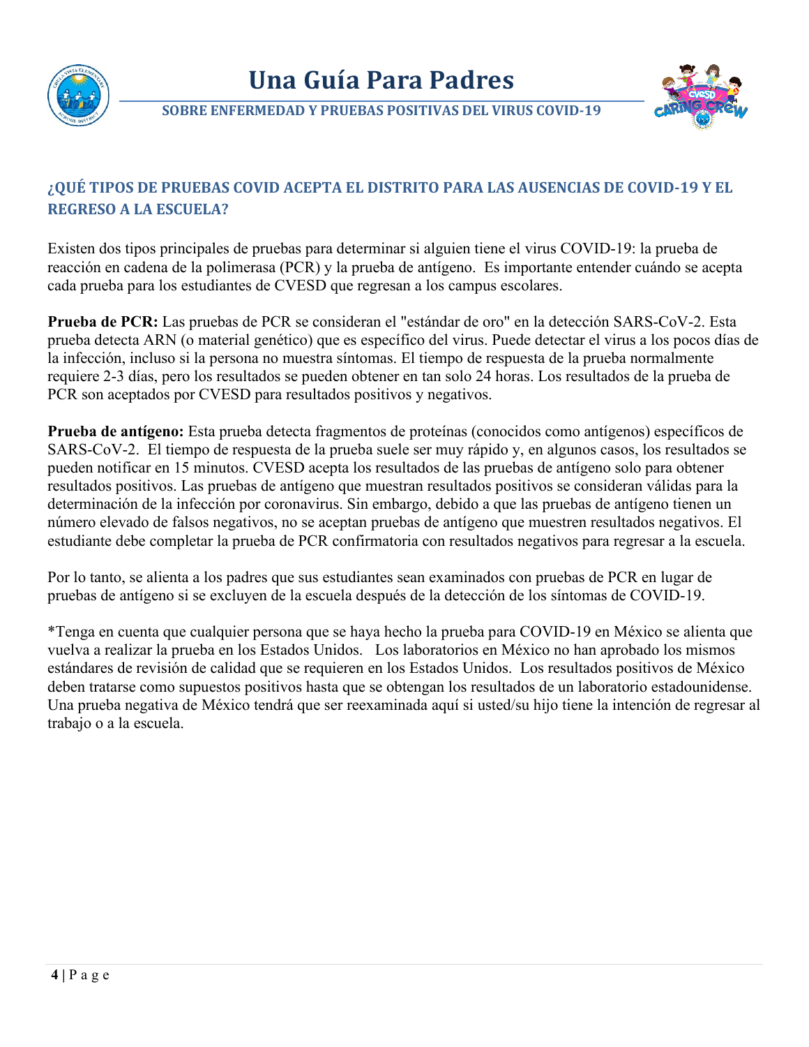# Una Guía Para Padres

**SOBRE ENFERMEDAD Y PRUEBAS POSITIVAS DEL VIRUS COVID-19**

## ¿QUÉ TIPOS DE PRUEBAS COVID ACEPTA EL DISTRITO PARA LAS AUSENCIAS DE COVID-19 Y EL REGRESO A LA ESCUELA?

Existen dos tipos principales de pruebas para determinar si alguien tiene el virus COVID-19: la prueba de reacción en cadena de la polimerasa (PCR) y la prueba de antígeno. Es importante entender cuándo se acepta cada prueba para los estudiantes de CVESD que regresan a los campus escolares.

**Prueba de PCR:** Las pruebas de PCR se consideran el "estándar de oro" en la detección SARS-CoV-2. Esta prueba detecta ARN (o material genético) que es específico del virus. Puede detectar el virus a los pocos días de la infección, incluso si la persona no muestra síntomas. El tiempo de respuesta de la prueba normalmente requiere 2-3 días, pero los resultados se pueden obtener en tan solo 24 horas. Los resultados de la prueba de PCR son aceptados por CVESD para resultados positivos y negativos.

**Prueba de antígeno:** Esta prueba detecta fragmentos de proteínas (conocidos como antígenos) específicos de SARS-CoV-2. El tiempo de respuesta de la prueba suele ser muy rápido y, en algunos casos, los resultados se pueden notificar en 15 minutos. CVESD acepta los resultados de las pruebas de antígeno solo para obtener resultados positivos. Las pruebas de antígeno que muestran resultados positivos se consideran válidas para la determinación de la infección por coronavirus. Sin embargo, debido a que las pruebas de antígeno tienen un número elevado de falsos negativos, no se aceptan pruebas de antígeno que muestren resultados negativos. El estudiante debe completar la prueba de PCR confirmatoria con resultados negativos para regresar a la escuela.

Por lo tanto, se alienta a los padres que sus estudiantes sean examinados con pruebas de PCR en lugar de pruebas de antígeno si se excluyen de la escuela después de la detección de los síntomas de COVID-19.

*Tenga en cuenta que cualquier persona que se haya hecho la prueba para COVID-19 en México se alienta que vuelva a realizar la prueba en los Estados Unidos. Los laboratorios en México no han aprobado los mismos estándares de revisión de calidad que se requieren en los Estados Unidos. Los resultados positivos de México deben tratarse como supuestos positivos hasta que se obtengan los resultados de un laboratorio estadounidense. Una prueba negativa de México tendrá que ser reexaminada aquí si usted/su hijo tiene la intención de regresar al trabajo o a la escuela.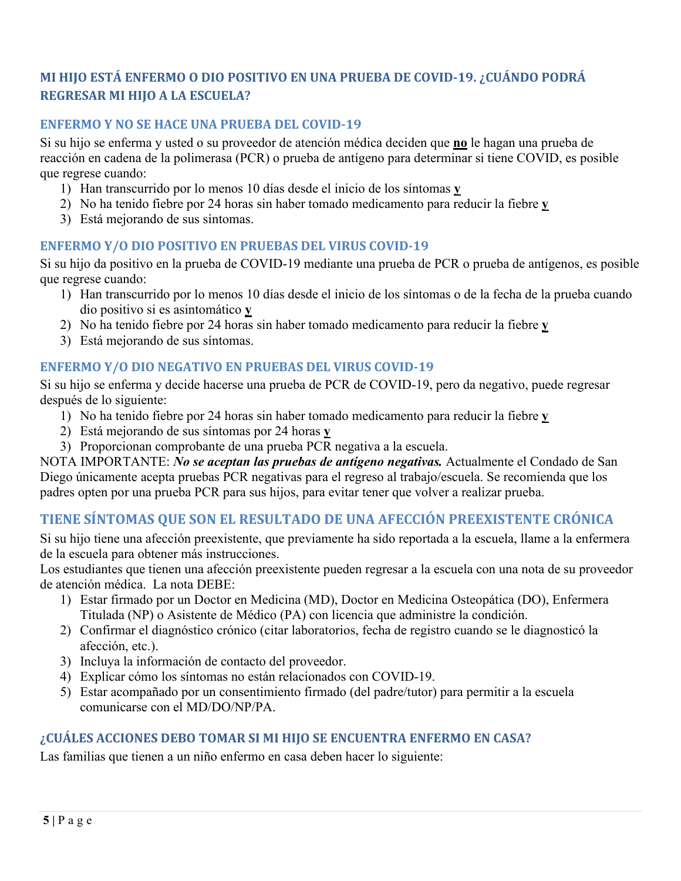## MI HIJO ESTÁ ENFERMO O DIO POSITIVO EN UNA PRUEBA DE COVID-19. ¿CUÁNDO PODRÁ REGRESAR MI HIJO A LA ESCUELA?

### ENFERMO Y NO SE HACE UNA PRUEBA DEL COVID-19

Si su hijo se enferma y usted o su proveedor de atención médica deciden que **no** le hagan una prueba de reacción en cadena de la polimerasa (PCR) o prueba de antígeno para determinar si tiene COVID, es posible que regrese cuando:

1) Han transcurrido por lo menos 10 días desde el inicio de los síntomas **y**
2) No ha tenido fiebre por 24 horas sin haber tomado medicamento para reducir la fiebre **y**
3) Está mejorando de sus síntomas.

### ENFERMO Y/O DIO POSITIVO EN PRUEBAS DEL VIRUS COVID-19

Si su hijo da positivo en la prueba de COVID-19 mediante una prueba de PCR o prueba de antígenos, es posible que regrese cuando:

1) Han transcurrido por lo menos 10 días desde el inicio de los síntomas o de la fecha de la prueba cuando dio positivo si es asintomático **y**
2) No ha tenido fiebre por 24 horas sin haber tomado medicamento para reducir la fiebre **y**
3) Está mejorando de sus síntomas.

### ENFERMO Y/O DIO NEGATIVO EN PRUEBAS DEL VIRUS COVID-19

Si su hijo se enferma y decide hacerse una prueba de PCR de COVID-19, pero da negativo, puede regresar después de lo siguiente:

1) No ha tenido fiebre por 24 horas sin haber tomado medicamento para reducir la fiebre **y**
2) Está mejorando de sus síntomas por 24 horas **y**
3) Proporcionan comprobante de una prueba PCR negativa a la escuela.

NOTA IMPORTANTE: ***No se aceptan las pruebas de antígeno negativas.*** Actualmente el Condado de San Diego únicamente acepta pruebas PCR negativas para el regreso al trabajo/escuela. Se recomienda que los padres opten por una prueba PCR para sus hijos, para evitar tener que volver a realizar prueba.

## TIENE SÍNTOMAS QUE SON EL RESULTADO DE UNA AFECCIÓN PREEXISTENTE CRÓNICA

Si su hijo tiene una afección preexistente, que previamente ha sido reportada a la escuela, llame a la enfermera de la escuela para obtener más instrucciones.

Los estudiantes que tienen una afección preexistente pueden regresar a la escuela con una nota de su proveedor de atención médica. La nota DEBE:

1) Estar firmado por un Doctor en Medicina (MD), Doctor en Medicina Osteopática (DO), Enfermera Titulada (NP) o Asistente de Médico (PA) con licencia que administre la condición.
2) Confirmar el diagnóstico crónico (citar laboratorios, fecha de registro cuando se le diagnosticó la afección, etc.).
3) Incluya la información de contacto del proveedor.
4) Explicar cómo los síntomas no están relacionados con COVID-19.
5) Estar acompañado por un consentimiento firmado (del padre/tutor) para permitir a la escuela comunicarse con el MD/DO/NP/PA.

### ¿CUÁLES ACCIONES DEBO TOMAR SI MI HIJO SE ENCUENTRA ENFERMO EN CASA?

Las familias que tienen a un niño enfermo en casa deben hacer lo siguiente: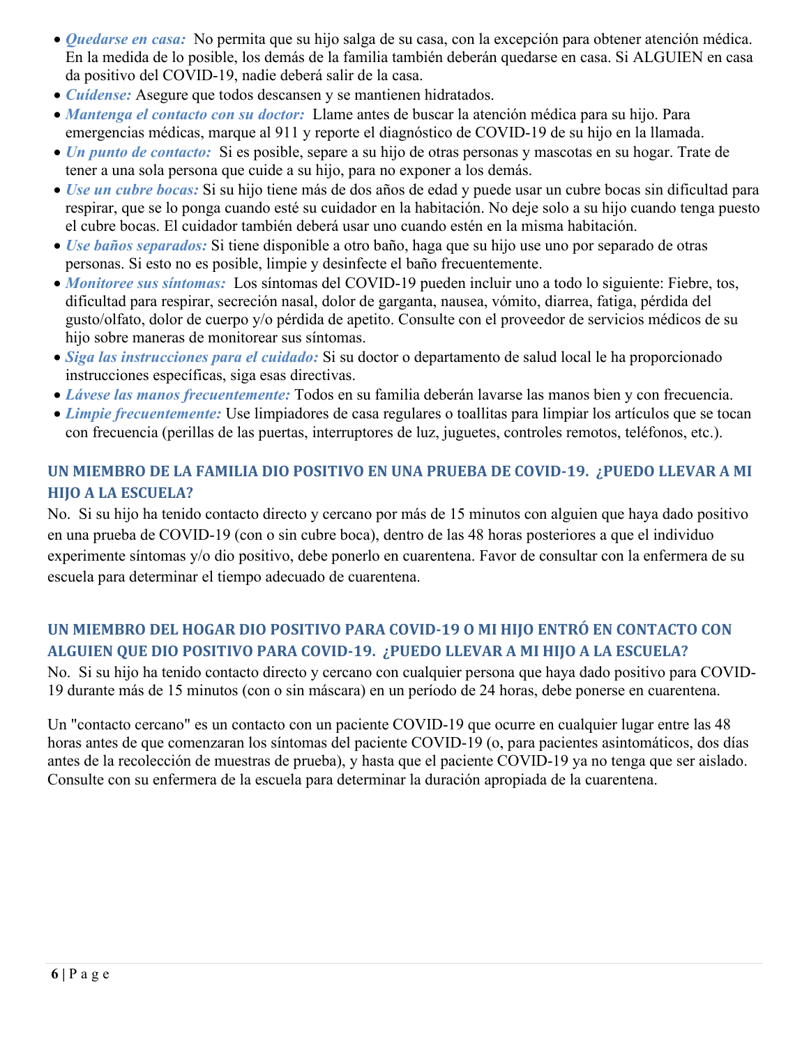- ***Quedarse en casa:*** No permita que su hijo salga de su casa, con la excepción para obtener atención médica. En la medida de lo posible, los demás de la familia también deberán quedarse en casa. Si ALGUIEN en casa da positivo del COVID-19, nadie deberá salir de la casa.
- ***Cuídense:*** Asegure que todos descansen y se mantienen hidratados.
- ***Mantenga el contacto con su doctor:*** Llame antes de buscar la atención médica para su hijo. Para emergencias médicas, marque al 911 y reporte el diagnóstico de COVID-19 de su hijo en la llamada.
- ***Un punto de contacto:*** Si es posible, separe a su hijo de otras personas y mascotas en su hogar. Trate de tener a una sola persona que cuide a su hijo, para no exponer a los demás.
- ***Use un cubre bocas:*** Si su hijo tiene más de dos años de edad y puede usar un cubre bocas sin dificultad para respirar, que se lo ponga cuando esté su cuidador en la habitación. No deje solo a su hijo cuando tenga puesto el cubre bocas. El cuidador también deberá usar uno cuando estén en la misma habitación.
- ***Use baños separados:*** Si tiene disponible a otro baño, haga que su hijo use uno por separado de otras personas. Si esto no es posible, limpie y desinfecte el baño frecuentemente.
- ***Monitoree sus síntomas:*** Los síntomas del COVID-19 pueden incluir uno a todo lo siguiente: Fiebre, tos, dificultad para respirar, secreción nasal, dolor de garganta, nausea, vómito, diarrea, fatiga, pérdida del gusto/olfato, dolor de cuerpo y/o pérdida de apetito. Consulte con el proveedor de servicios médicos de su hijo sobre maneras de monitorear sus síntomas.
- ***Siga las instrucciones para el cuidado:*** Si su doctor o departamento de salud local le ha proporcionado instrucciones específicas, siga esas directivas.
- ***Lávese las manos frecuentemente:*** Todos en su familia deberán lavarse las manos bien y con frecuencia.
- ***Limpie frecuentemente:*** Use limpiadores de casa regulares o toallitas para limpiar los artículos que se tocan con frecuencia (perillas de las puertas, interruptores de luz, juguetes, controles remotos, teléfonos, etc.).

### UN MIEMBRO DE LA FAMILIA DIO POSITIVO EN UNA PRUEBA DE COVID-19. ¿PUEDO LLEVAR A MI HIJO A LA ESCUELA?

No. Si su hijo ha tenido contacto directo y cercano por más de 15 minutos con alguien que haya dado positivo en una prueba de COVID-19 (con o sin cubre boca), dentro de las 48 horas posteriores a que el individuo experimente síntomas y/o dio positivo, debe ponerlo en cuarentena. Favor de consultar con la enfermera de su escuela para determinar el tiempo adecuado de cuarentena.

### UN MIEMBRO DEL HOGAR DIO POSITIVO PARA COVID-19 O MI HIJO ENTRÓ EN CONTACTO CON ALGUIEN QUE DIO POSITIVO PARA COVID-19. ¿PUEDO LLEVAR A MI HIJO A LA ESCUELA?

No. Si su hijo ha tenido contacto directo y cercano con cualquier persona que haya dado positivo para COVID-19 durante más de 15 minutos (con o sin máscara) en un período de 24 horas, debe ponerse en cuarentena.

Un "contacto cercano" es un contacto con un paciente COVID-19 que ocurre en cualquier lugar entre las 48 horas antes de que comenzaran los síntomas del paciente COVID-19 (o, para pacientes asintomáticos, dos días antes de la recolección de muestras de prueba), y hasta que el paciente COVID-19 ya no tenga que ser aislado. Consulte con su enfermera de la escuela para determinar la duración apropiada de la cuarentena.